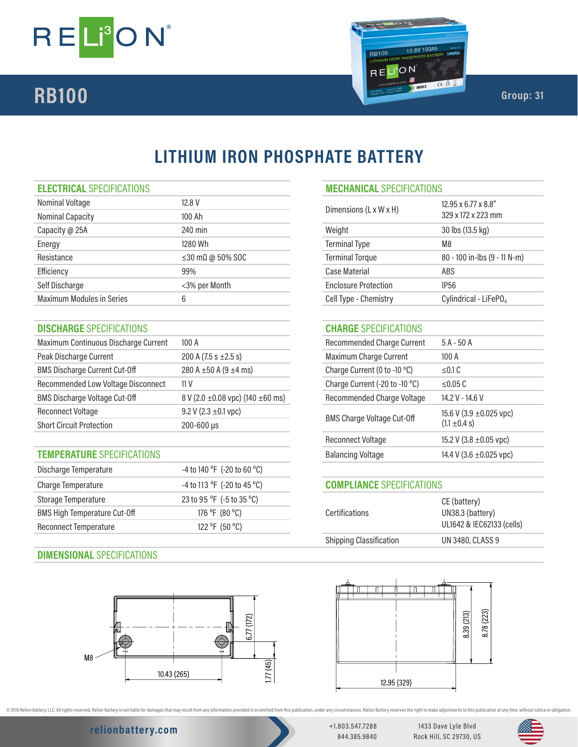# RELiON

## RB100

Group: 31

# LITHIUM IRON PHOSPHATE BATTERY

### ELECTRICAL SPECIFICATIONS

| | |
|---|---|
| Nominal Voltage | 12.8 V |
| Nominal Capacity | 100 Ah |
| Capacity @ 25A | 240 min |
| Energy | 1280 Wh |
| Resistance | ≤30 mΩ @ 50% SOC |
| Efficiency | 99% |
| Self Discharge | <3% per Month |
| Maximum Modules in Series | 6 |

### MECHANICAL SPECIFICATIONS

| | |
|---|---|
| Dimensions (L x W x H) | 12.95 x 6.77 x 8.8″<br>329 x 172 x 223 mm |
| Weight | 30 lbs (13.5 kg) |
| Terminal Type | M8 |
| Terminal Torque | 80 - 100 in-lbs (9 - 11 N-m) |
| Case Material | ABS |
| Enclosure Protection | IP56 |
| Cell Type - Chemistry | Cylindrical - $LiFePO_4$ |

### DISCHARGE SPECIFICATIONS

| | |
|---|---|
| Maximum Continuous Discharge Current | 100 A |
| Peak Discharge Current | 200 A (7.5 s ±2.5 s) |
| BMS Discharge Current Cut-Off | 280 A ±50 A (9 ±4 ms) |
| Recommended Low Voltage Disconnect | 11 V |
| BMS Discharge Voltage Cut-Off | 8 V (2.0 ±0.08 vpc) (140 ±60 ms) |
| Reconnect Voltage | 9.2 V (2.3 ±0.1 vpc) |
| Short Circuit Protection | 200-600 µs |

### CHARGE SPECIFICATIONS

| | |
|---|---|
| Recommended Charge Current | 5 A - 50 A |
| Maximum Charge Current | 100 A |
| Charge Current (0 to -10 °C) | ≤0.1 C |
| Charge Current (-20 to -10 °C) | ≤0.05 C |
| Recommended Charge Voltage | 14.2 V - 14.6 V |
| BMS Charge Voltage Cut-Off | 15.6 V (3.9 ±0.025 vpc)<br>(1.1 ±0.4 s) |
| Reconnect Voltage | 15.2 V (3.8 ±0.05 vpc) |
| Balancing Voltage | 14.4 V (3.6 ±0.025 vpc) |

### TEMPERATURE SPECIFICATIONS

| | |
|---|---|
| Discharge Temperature | -4 to 140 °F (-20 to 60 °C) |
| Charge Temperature | -4 to 113 °F (-20 to 45 °C) |
| Storage Temperature | 23 to 95 °F (-5 to 35 °C) |
| BMS High Temperature Cut-Off | 176 °F (80 °C) |
| Reconnect Temperature | 122 °F (50 °C) |

### COMPLIANCE SPECIFICATIONS

| | |
|---|---|
| Certifications | CE (battery)<br>UN38.3 (battery)<br>UL1642 & IEC62133 (cells) |
| Shipping Classification | UN 3480, CLASS 9 |

### DIMENSIONAL SPECIFICATIONS

M8

10.43 (265)

6.77 (172)

1.77 (45)

12.95 (329)

8.39 (213)

8.78 (223)

© 2019 Relion Battery, LLC. All rights reserved. Relion Battery is not liable for damages that may result from any information provided in or omitted from this publication, under any circumstances. Relion Battery reserves the right to make adjustments to this publication at any time, without notice or obligation.

relionbattery.com

+1.803.547.7288
844.385.9840

1433 Dave Lyle Blvd
Rock Hill, SC 29730, US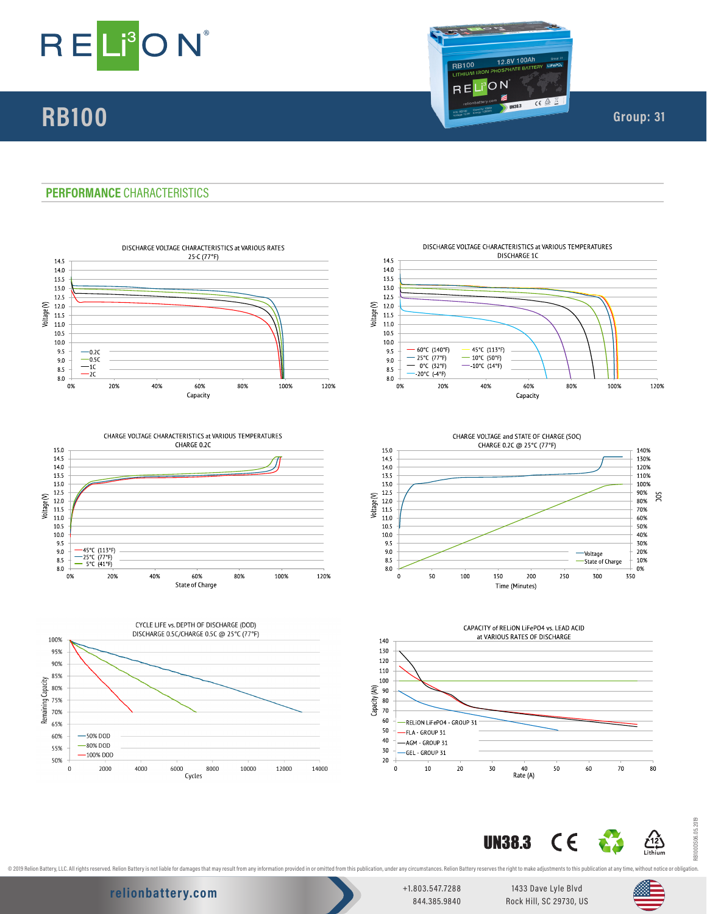# RB100

Group: 31

## PERFORMANCE CHARACTERISTICS

DISCHARGE VOLTAGE CHARACTERISTICS at VARIOUS RATES
25°C (77°F)

Voltage (V)
14.5
14.0
13.5
13.0
12.5
12.0
11.5
11.0
10.5
10.0
9.5
9.0
8.5
8.0

0.2C
0.5C
1C
2C

0% 20% 40% 60% 80% 100% 120%
Capacity

DISCHARGE VOLTAGE CHARACTERISTICS at VARIOUS TEMPERATURES
DISCHARGE 1C

Voltage (V)
14.5
14.0
13.5
13.0
12.5
12.0
11.5
11.0
10.5
10.0
9.5
9.0
8.5
8.0

60°C (140°F)
45°C (113°F)
25°C (77°F)
10°C (50°F)
0°C (32°F)
-10°C (14°F)
-20°C (-4°F)

0% 20% 40% 60% 80% 100% 120%
Capacity

CHARGE VOLTAGE CHARACTERISTICS at VARIOUS TEMPERATURES
CHARGE 0.2C

Voltage (V)
15.0
14.5
14.0
13.5
13.0
12.5
12.0
11.5
11.0
10.5
10.0
9.5
9.0
8.5
8.0

45°C (113°F)
25°C (77°F)
5°C (41°F)

0% 20% 40% 60% 80% 100% 120%
State of Charge

CHARGE VOLTAGE and STATE OF CHARGE (SOC)
CHARGE 0.2C @ 25°C (77°F)

Voltage (V)
15.0
14.5
14.0
13.5
13.0
12.5
12.0
11.5
11.0
10.5
10.0
9.5
9.0
8.5
8.0

SOC
140%
130%
120%
110%
100%
90%
80%
70%
60%
50%
40%
30%
20%
10%
0%

Voltage
State of Charge

0 50 100 150 200 250 300 350
Time (Minutes)

CYCLE LIFE vs. DEPTH OF DISCHARGE (DOD)
DISCHARGE 0.5C/CHARGE 0.5C @ 25°C (77°F)

Remaining Capacity
100%
95%
90%
85%
80%
75%
70%
65%
60%
55%
50%

50% DOD
80% DOD
100% DOD

0 2000 4000 6000 8000 10000 12000 14000
Cycles

CAPACITY of RELiON LiFePO4 vs. LEAD ACID
at VARIOUS RATES OF DISCHARGE

Capacity (Ah)
140
130
120
110
100
90
80
70
60
50
40
30
20

RELiON LiFePO4 - GROUP 31
FLA - GROUP 31
AGM - GROUP 31
GEL - GROUP 31

0 10 20 30 40 50 60 70 80
Rate (A)

UN38.3

RB100DS06.05.2019

© 2019 Relion Battery, LLC. All rights reserved. Relion Battery is not liable for damages that may result from any information provided in or omitted from this publication, under any circumstances. Relion Battery reserves the right to make adjustments to this publication at any time, without notice or obligation.

relionbattery.com

+1.803.547.7288
844.385.9840

1433 Dave Lyle Blvd
Rock Hill, SC 29730, US